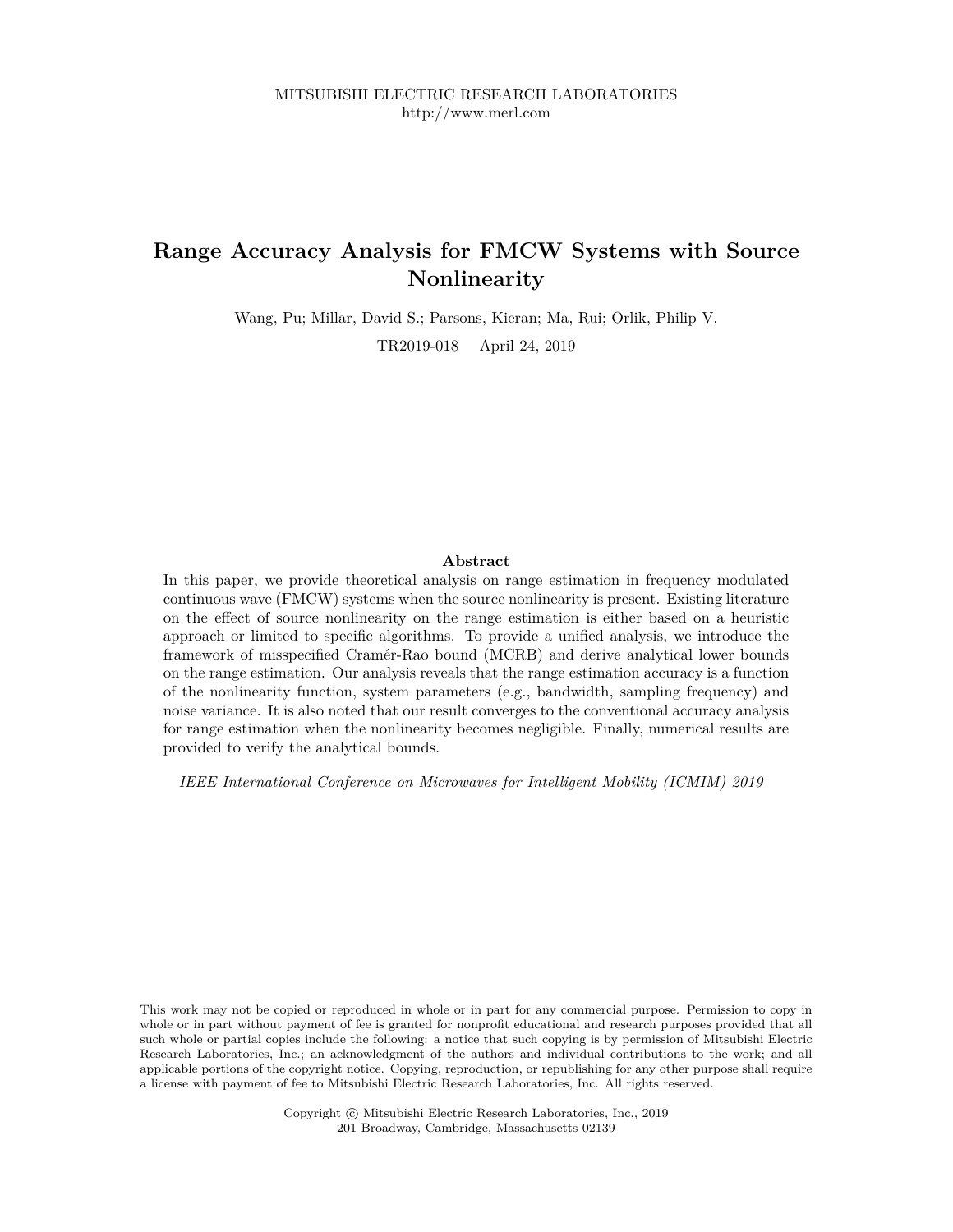MITSUBISHI ELECTRIC RESEARCH LABORATORIES
http://www.merl.com

# Range Accuracy Analysis for FMCW Systems with Source Nonlinearity

Wang, Pu; Millar, David S.; Parsons, Kieran; Ma, Rui; Orlik, Philip V.

TR2019-018 April 24, 2019

### Abstract

In this paper, we provide theoretical analysis on range estimation in frequency modulated continuous wave (FMCW) systems when the source nonlinearity is present. Existing literature on the effect of source nonlinearity on the range estimation is either based on a heuristic approach or limited to specific algorithms. To provide a unified analysis, we introduce the framework of misspecified Cramér-Rao bound (MCRB) and derive analytical lower bounds on the range estimation. Our analysis reveals that the range estimation accuracy is a function of the nonlinearity function, system parameters (e.g., bandwidth, sampling frequency) and noise variance. It is also noted that our result converges to the conventional accuracy analysis for range estimation when the nonlinearity becomes negligible. Finally, numerical results are provided to verify the analytical bounds.

*IEEE International Conference on Microwaves for Intelligent Mobility (ICMIM) 2019*

This work may not be copied or reproduced in whole or in part for any commercial purpose. Permission to copy in whole or in part without payment of fee is granted for nonprofit educational and research purposes provided that all such whole or partial copies include the following: a notice that such copying is by permission of Mitsubishi Electric Research Laboratories, Inc.; an acknowledgment of the authors and individual contributions to the work; and all applicable portions of the copyright notice. Copying, reproduction, or republishing for any other purpose shall require a license with payment of fee to Mitsubishi Electric Research Laboratories, Inc. All rights reserved.

Copyright © Mitsubishi Electric Research Laboratories, Inc., 2019
201 Broadway, Cambridge, Massachusetts 02139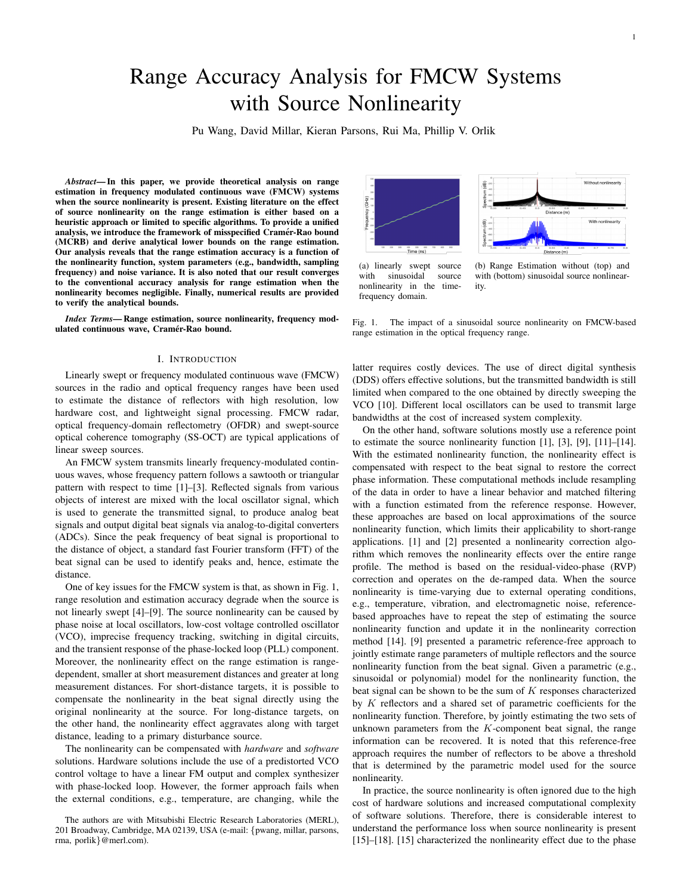# Range Accuracy Analysis for FMCW Systems with Source Nonlinearity

Pu Wang, David Millar, Kieran Parsons, Rui Ma, Phillip V. Orlik

***Abstract*— In this paper, we provide theoretical analysis on range estimation in frequency modulated continuous wave (FMCW) systems when the source nonlinearity is present. Existing literature on the effect of source nonlinearity on the range estimation is either based on a heuristic approach or limited to specific algorithms. To provide a unified analysis, we introduce the framework of misspecified Cramér-Rao bound (MCRB) and derive analytical lower bounds on the range estimation. Our analysis reveals that the range estimation accuracy is a function of the nonlinearity function, system parameters (e.g., bandwidth, sampling frequency) and noise variance. It is also noted that our result converges to the conventional accuracy analysis for range estimation when the nonlinearity becomes negligible. Finally, numerical results are provided to verify the analytical bounds.**

***Index Terms*— Range estimation, source nonlinearity, frequency modulated continuous wave, Cramér-Rao bound.**

Time (ns)

Frequency (GHz)

(a) linearly swept source with sinusoidal source nonlinearity in the time-frequency domain.

Without nonlinearity

With nonlinearity

Spectrum (dB)

Distance (m)

(b) Range Estimation without (top) and with (bottom) sinusoidal source nonlinearity.

Fig. 1. The impact of a sinusoidal source nonlinearity on FMCW-based range estimation in the optical frequency range.

## I. Introduction

Linearly swept or frequency modulated continuous wave (FMCW) sources in the radio and optical frequency ranges have been used to estimate the distance of reflectors with high resolution, low hardware cost, and lightweight signal processing. FMCW radar, optical frequency-domain reflectometry (OFDR) and swept-source optical coherence tomography (SS-OCT) are typical applications of linear sweep sources.

An FMCW system transmits linearly frequency-modulated continuous waves, whose frequency pattern follows a sawtooth or triangular pattern with respect to time [1]–[3]. Reflected signals from various objects of interest are mixed with the local oscillator signal, which is used to generate the transmitted signal, to produce analog beat signals and output digital beat signals via analog-to-digital converters (ADCs). Since the peak frequency of beat signal is proportional to the distance of object, a standard fast Fourier transform (FFT) of the beat signal can be used to identify peaks and, hence, estimate the distance.

One of key issues for the FMCW system is that, as shown in Fig. 1, range resolution and estimation accuracy degrade when the source is not linearly swept [4]–[9]. The source nonlinearity can be caused by phase noise at local oscillators, low-cost voltage controlled oscillator (VCO), imprecise frequency tracking, switching in digital circuits, and the transient response of the phase-locked loop (PLL) component. Moreover, the nonlinearity effect on the range estimation is range-dependent, smaller at short measurement distances and greater at long measurement distances. For short-distance targets, it is possible to compensate the nonlinearity in the beat signal directly using the original nonlinearity at the source. For long-distance targets, on the other hand, the nonlinearity effect aggravates along with target distance, leading to a primary disturbance source.

The nonlinearity can be compensated with *hardware* and *software* solutions. Hardware solutions include the use of a predistorted VCO control voltage to have a linear FM output and complex synthesizer with phase-locked loop. However, the former approach fails when the external conditions, e.g., temperature, are changing, while the latter requires costly devices. The use of direct digital synthesis (DDS) offers effective solutions, but the transmitted bandwidth is still limited when compared to the one obtained by directly sweeping the VCO [10]. Different local oscillators can be used to transmit large bandwidths at the cost of increased system complexity.

On the other hand, software solutions mostly use a reference point to estimate the source nonlinearity function [1], [3], [9], [11]–[14]. With the estimated nonlinearity function, the nonlinearity effect is compensated with respect to the beat signal to restore the correct phase information. These computational methods include resampling of the data in order to have a linear behavior and matched filtering with a function estimated from the reference response. However, these approaches are based on local approximations of the source nonlinearity function, which limits their applicability to short-range applications. [1] and [2] presented a nonlinearity correction algorithm which removes the nonlinearity effects over the entire range profile. The method is based on the residual-video-phase (RVP) correction and operates on the de-ramped data. When the source nonlinearity is time-varying due to external operating conditions, e.g., temperature, vibration, and electromagnetic noise, reference-based approaches have to repeat the step of estimating the source nonlinearity function and update it in the nonlinearity correction method [14]. [9] presented a parametric reference-free approach to jointly estimate range parameters of multiple reflectors and the source nonlinearity function from the beat signal. Given a parametric (e.g., sinusoidal or polynomial) model for the nonlinearity function, the beat signal can be shown to be the sum of $K$ responses characterized by $K$ reflectors and a shared set of parametric coefficients for the nonlinearity function. Therefore, by jointly estimating the two sets of unknown parameters from the $K$-component beat signal, the range information can be recovered. It is noted that this reference-free approach requires the number of reflectors to be above a threshold that is determined by the parametric model used for the source nonlinearity.

In practice, the source nonlinearity is often ignored due to the high cost of hardware solutions and increased computational complexity of software solutions. Therefore, there is considerable interest to understand the performance loss when source nonlinearity is present [15]–[18]. [15] characterized the nonlinearity effect due to the phase

The authors are with Mitsubishi Electric Research Laboratories (MERL), 201 Broadway, Cambridge, MA 02139, USA (e-mail: {pwang, millar, parsons, rma, porlik}@merl.com).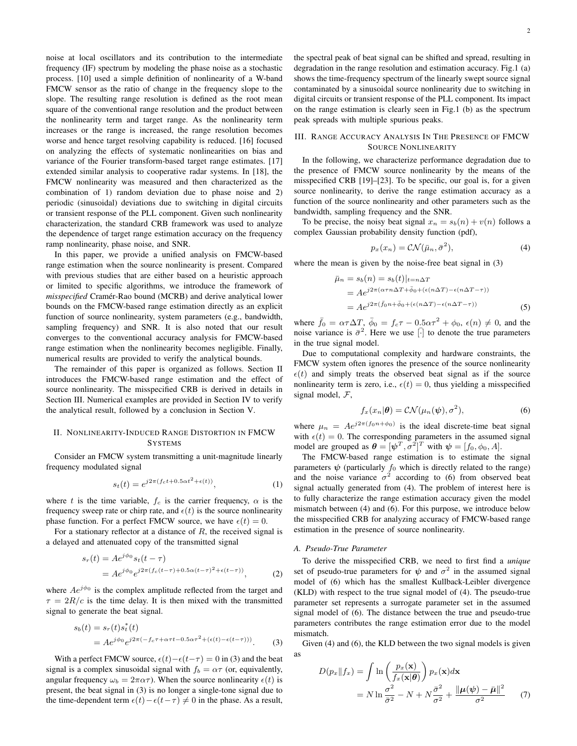noise at local oscillators and its contribution to the intermediate frequency (IF) spectrum by modeling the phase noise as a stochastic process. [10] used a simple definition of nonlinearity of a W-band FMCW sensor as the ratio of change in the frequency slope to the slope. The resulting range resolution is defined as the root mean square of the conventional range resolution and the product between the nonlinearity term and target range. As the nonlinearity term increases or the range is increased, the range resolution becomes worse and hence target resolving capability is reduced. [16] focused on analyzing the effects of systematic nonlinearities on bias and variance of the Fourier transform-based target range estimates. [17] extended similar analysis to cooperative radar systems. In [18], the FMCW nonlinearity was measured and then characterized as the combination of 1) random deviation due to phase noise and 2) periodic (sinusoidal) deviations due to switching in digital circuits or transient response of the PLL component. Given such nonlinearity characterization, the standard CRB framework was used to analyze the dependence of target range estimation accuracy on the frequency ramp nonlinearity, phase noise, and SNR.

In this paper, we provide a unified analysis on FMCW-based range estimation when the source nonlinearity is present. Compared with previous studies that are either based on a heuristic approach or limited to specific algorithms, we introduce the framework of *misspecified* Cramér-Rao bound (MCRB) and derive analytical lower bounds on the FMCW-based range estimation directly as an explicit function of source nonlinearity, system parameters (e.g., bandwidth, sampling frequency) and SNR. It is also noted that our result converges to the conventional accuracy analysis for FMCW-based range estimation when the nonlinearity becomes negligible. Finally, numerical results are provided to verify the analytical bounds.

The remainder of this paper is organized as follows. Section II introduces the FMCW-based range estimation and the effect of source nonlinearity. The misspecified CRB is derived in details in Section III. Numerical examples are provided in Section IV to verify the analytical result, followed by a conclusion in Section V.

## II. Nonlinearity-Induced Range Distortion in FMCW Systems

Consider an FMCW system transmitting a unit-magnitude linearly frequency modulated signal

$$s_t(t) = e^{j2\pi(f_c t + 0.5\alpha t^2 + \epsilon(t))}, \tag{1}$$

where $t$ is the time variable, $f_c$ is the carrier frequency, $\alpha$ is the frequency sweep rate or chirp rate, and $\epsilon(t)$ is the source nonlinearity phase function. For a perfect FMCW source, we have $\epsilon(t) = 0$.

For a stationary reflector at a distance of $R$, the received signal is a delayed and attenuated copy of the transmitted signal

$$\begin{aligned} s_r(t) &= Ae^{j\phi_0} s_t(t-\tau) \\ &= Ae^{j\phi_0} e^{j2\pi(f_c(t-\tau) + 0.5\alpha(t-\tau)^2 + \epsilon(t-\tau))}, \end{aligned} \tag{2}$$

where $Ae^{j\phi_0}$ is the complex amplitude reflected from the target and $\tau = 2R/c$ is the time delay. It is then mixed with the transmitted signal to generate the beat signal.

$$\begin{aligned} s_b(t) &= s_r(t) s_t^*(t) \\ &= Ae^{j\phi_0} e^{j2\pi(-f_c\tau + \alpha\tau t - 0.5\alpha\tau^2 + (\epsilon(t) - \epsilon(t-\tau)))}. \end{aligned} \tag{3}$$

With a perfect FMCW source, $\epsilon(t) - \epsilon(t-\tau) = 0$ in (3) and the beat signal is a complex sinusoidal signal with $f_b = \alpha\tau$ (or, equivalently, angular frequency $\omega_b = 2\pi\alpha\tau$). When the source nonlinearity $\epsilon(t)$ is present, the beat signal in (3) is no longer a single-tone signal due to the time-dependent term $\epsilon(t) - \epsilon(t-\tau) \neq 0$ in the phase. As a result, the spectral peak of beat signal can be shifted and spread, resulting in degradation in the range resolution and estimation accuracy. Fig.1 (a) shows the time-frequency spectrum of the linearly swept source signal contaminated by a sinusoidal source nonlinearity due to switching in digital circuits or transient response of the PLL component. Its impact on the range estimation is clearly seen in Fig.1 (b) as the spectrum peak spreads with multiple spurious peaks.

## III. Range Accuracy Analysis In The Presence of FMCW Source Nonlinearity

In the following, we characterize performance degradation due to the presence of FMCW source nonlinearity by the means of the misspecified CRB [19]–[23]. To be specific, our goal is, for a given source nonlinearity, to derive the range estimation accuracy as a function of the source nonlinearity and other parameters such as the bandwidth, sampling frequency and the SNR.

To be precise, the noisy beat signal $x_n = s_b(n) + v(n)$ follows a complex Gaussian probability density function (pdf),

$$p_x(x_n) = \mathcal{CN}(\bar{\mu}_n, \bar{\sigma}^2), \tag{4}$$

where the mean is given by the noise-free beat signal in (3)

$$\begin{aligned} \bar{\mu}_n &= s_b(n) = s_b(t)|_{t=n\Delta T} \\ &= Ae^{j2\pi(\alpha\tau n\Delta T + \bar{\phi}_0 + (\epsilon(n\Delta T) - \epsilon(n\Delta T - \tau))} \\ &= Ae^{j2\pi(\bar{f}_0 n + \bar{\phi}_0 + (\epsilon(n\Delta T) - \epsilon(n\Delta T - \tau))} \end{aligned} \tag{5}$$

where $\bar{f}_0 = \alpha\tau\Delta T$, $\bar{\phi}_0 = f_c\tau - 0.5\alpha\tau^2 + \phi_0$, $\epsilon(n) \neq 0$, and the noise variance is $\bar{\sigma}^2$. Here we use $\bar{[\cdot]}$ to denote the true parameters in the true signal model.

Due to computational complexity and hardware constraints, the FMCW system often ignores the presence of the source nonlinearity $\epsilon(t)$ and simply treats the observed beat signal as if the source nonlinearity term is zero, i.e., $\epsilon(t) = 0$, thus yielding a misspecified signal model, $\mathcal{F}$,

$$f_x(x_n|\boldsymbol{\theta}) = \mathcal{CN}(\mu_n(\boldsymbol{\psi}), \sigma^2), \tag{6}$$

where $\mu_n = Ae^{j2\pi(f_0 n + \phi_0)}$ is the ideal discrete-time beat signal with $\epsilon(t) = 0$. The corresponding parameters in the assumed signal model are grouped as $\boldsymbol{\theta} = [\boldsymbol{\psi}^T, \sigma^2]^T$ with $\boldsymbol{\psi} = [f_0, \phi_0, A]$.

The FMCW-based range estimation is to estimate the signal parameters $\boldsymbol{\psi}$ (particularly $f_0$ which is directly related to the range) and the noise variance $\sigma^2$ according to (6) from observed beat signal actually generated from (4). The problem of interest here is to fully characterize the range estimation accuracy given the model mismatch between (4) and (6). For this purpose, we introduce below the misspecified CRB for analyzing accuracy of FMCW-based range estimation in the presence of source nonlinearity.

### A. Pseudo-True Parameter

To derive the misspecified CRB, we need to first find a *unique* set of pseudo-true parameters for $\boldsymbol{\psi}$ and $\sigma^2$ in the assumed signal model of (6) which has the smallest Kullback-Leibler divergence (KLD) with respect to the true signal model of (4). The pseudo-true parameter set represents a surrogate parameter set in the assumed signal model of (6). The distance between the true and pseudo-true parameters contributes the range estimation error due to the model mismatch.

Given (4) and (6), the KLD between the two signal models is given as

$$\begin{aligned} D(p_x \| f_x) &= \int \ln\left(\frac{p_x(\mathbf{x})}{f_x(\mathbf{x}|\boldsymbol{\theta})}\right) p_x(\mathbf{x}) d\mathbf{x} \\ &= N \ln \frac{\sigma^2}{\bar{\sigma}^2} - N + N\frac{\bar{\sigma}^2}{\sigma^2} + \frac{\|\boldsymbol{\mu}(\boldsymbol{\psi}) - \bar{\boldsymbol{\mu}}\|^2}{\sigma^2} \end{aligned} \tag{7}$$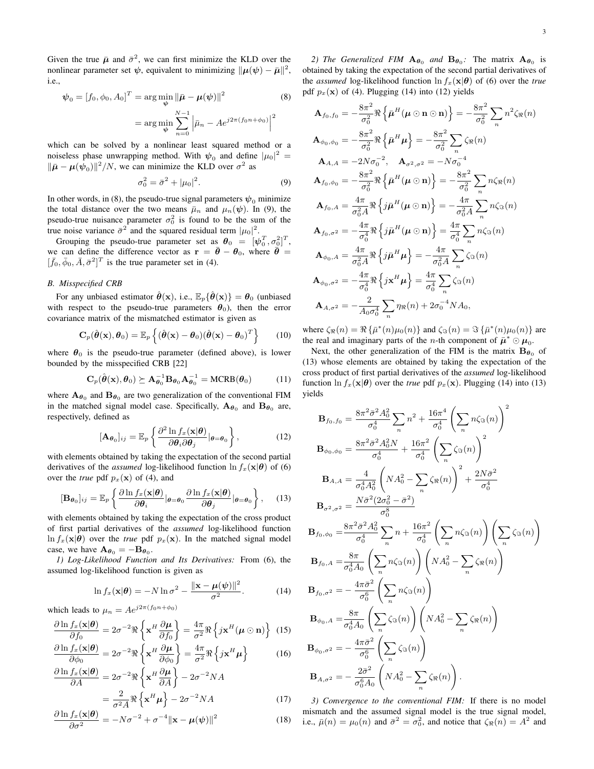Given the true $\bar{\boldsymbol{\mu}}$ and $\bar{\sigma}^2$, we can first minimize the KLD over the nonlinear parameter set $\boldsymbol{\psi}$, equivalent to minimizing $\|\boldsymbol{\mu}(\boldsymbol{\psi}) - \bar{\boldsymbol{\mu}}\|^2$, i.e.,

$$
\begin{aligned}
\boldsymbol{\psi}_0 = [f_0, \phi_0, A_0]^T &= \arg\min_{\boldsymbol{\psi}} \|\bar{\boldsymbol{\mu}} - \boldsymbol{\mu}(\boldsymbol{\psi})\|^2 \\
&= \arg\min_{\boldsymbol{\psi}} \sum_{n=0}^{N-1} \left| \bar{\mu}_n - A e^{j2\pi(f_0 n + \phi_0)} \right|^2
\end{aligned} \tag{8}
$$

which can be solved by a nonlinear least squared method or a noiseless phase unwrapping method. With $\boldsymbol{\psi}_0$ and define $|\mu_0|^2 = \|\bar{\boldsymbol{\mu}} - \boldsymbol{\mu}(\boldsymbol{\psi}_0)\|^2/N$, we can minimize the KLD over $\sigma^2$ as

$$
\sigma_0^2 = \bar{\sigma}^2 + |\mu_0|^2. \tag{9}
$$

In other words, in (8), the pseudo-true signal parameters $\boldsymbol{\psi}_0$ minimize the total distance over the two means $\bar{\mu}_n$ and $\mu_n(\boldsymbol{\psi})$. In (9), the pseudo-true nuisance parameter $\sigma_0^2$ is found to be the sum of the true noise variance $\bar{\sigma}^2$ and the squared residual term $|\mu_0|^2$.

Grouping the pseudo-true parameter set as $\boldsymbol{\theta}_0 = [\boldsymbol{\psi}_0^T, \sigma_0^2]^T$, we can define the difference vector as $\mathbf{r} = \bar{\boldsymbol{\theta}} - \boldsymbol{\theta}_0$, where $\bar{\boldsymbol{\theta}} = [\bar{f}_0, \bar{\phi}_0, \bar{A}, \bar{\sigma}^2]^T$ is the true parameter set in (4).

### B. Misspecified CRB

For any unbiased estimator $\hat{\boldsymbol{\theta}}(\mathbf{x})$, i.e., $\mathbb{E}_p\{\hat{\boldsymbol{\theta}}(\mathbf{x})\} = \boldsymbol{\theta}_0$ (unbiased with respect to the pseudo-true parameters $\boldsymbol{\theta}_0$), then the error covariance matrix of the mismatched estimator is given as

$$
\mathbf{C}_p(\hat{\boldsymbol{\theta}}(\mathbf{x}), \boldsymbol{\theta}_0) = \mathbb{E}_p\left\{ (\hat{\boldsymbol{\theta}}(\mathbf{x}) - \boldsymbol{\theta}_0)(\hat{\boldsymbol{\theta}}(\mathbf{x}) - \boldsymbol{\theta}_0)^T \right\} \tag{10}
$$

where $\boldsymbol{\theta}_0$ is the pseudo-true parameter (defined above), is lower bounded by the misspecified CRB [22]

$$
\mathbf{C}_p(\hat{\boldsymbol{\theta}}(\mathbf{x}), \boldsymbol{\theta}_0) \succeq \mathbf{A}_{\boldsymbol{\theta}_0}^{-1} \mathbf{B}_{\boldsymbol{\theta}_0} \mathbf{A}_{\boldsymbol{\theta}_0}^{-1} = \mathrm{MCRB}(\boldsymbol{\theta}_0) \tag{11}
$$

where $\mathbf{A}_{\boldsymbol{\theta}_0}$ and $\mathbf{B}_{\boldsymbol{\theta}_0}$ are two generalization of the conventional FIM in the matched signal model case. Specifically, $\mathbf{A}_{\boldsymbol{\theta}_0}$ and $\mathbf{B}_{\boldsymbol{\theta}_0}$ are, respectively, defined as

$$
[\mathbf{A}_{\boldsymbol{\theta}_0}]_{ij} = \mathbb{E}_p\left\{ \frac{\partial^2 \ln f_x(\mathbf{x}|\boldsymbol{\theta})}{\partial \boldsymbol{\theta}_i \partial \boldsymbol{\theta}_j} |_{\boldsymbol{\theta}=\boldsymbol{\theta}_0} \right\}, \tag{12}
$$

with elements obtained by taking the expectation of the second partial derivatives of the *assumed* log-likelihood function $\ln f_x(\mathbf{x}|\boldsymbol{\theta})$ of (6) over the *true* pdf $p_x(\mathbf{x})$ of (4), and

$$
[\mathbf{B}_{\boldsymbol{\theta}_0}]_{ij} = \mathbb{E}_p\left\{ \frac{\partial \ln f_x(\mathbf{x}|\boldsymbol{\theta})}{\partial \boldsymbol{\theta}_i} |_{\boldsymbol{\theta}=\boldsymbol{\theta}_0} \frac{\partial \ln f_x(\mathbf{x}|\boldsymbol{\theta})}{\partial \boldsymbol{\theta}_j} |_{\boldsymbol{\theta}=\boldsymbol{\theta}_0} \right\}, \tag{13}
$$

with elements obtained by taking the expectation of the cross product of first partial derivatives of the *assumed* log-likelihood function $\ln f_x(\mathbf{x}|\boldsymbol{\theta})$ over the *true* pdf $p_x(\mathbf{x})$. In the matched signal model case, we have $\mathbf{A}_{\boldsymbol{\theta}_0} = -\mathbf{B}_{\boldsymbol{\theta}_0}$.

*1) Log-Likelihood Function and Its Derivatives:* From (6), the assumed log-likelihood function is given as

$$
\ln f_x(\mathbf{x}|\boldsymbol{\theta}) = -N \ln \sigma^2 - \frac{\|\mathbf{x} - \boldsymbol{\mu}(\boldsymbol{\psi})\|^2}{\sigma^2}. \tag{14}
$$

which leads to $\mu_n = A e^{j2\pi(f_0 n + \phi_0)}$

$$
\frac{\partial \ln f_x(\mathbf{x}|\boldsymbol{\theta})}{\partial f_0} = 2\sigma^{-2} \Re\left\{ \mathbf{x}^H \frac{\partial \boldsymbol{\mu}}{\partial f_0} \right\} = \frac{4\pi}{\sigma^2} \Re\left\{ j \mathbf{x}^H (\boldsymbol{\mu} \odot \mathbf{n}) \right\} \tag{15}
$$

$$
\frac{\partial \ln f_x(\mathbf{x}|\boldsymbol{\theta})}{\partial \phi_0} = 2\sigma^{-2} \Re\left\{ \mathbf{x}^H \frac{\partial \boldsymbol{\mu}}{\partial \phi_0} \right\} = \frac{4\pi}{\sigma^2} \Re\left\{ j \mathbf{x}^H \boldsymbol{\mu} \right\} \tag{16}
$$

$$
\begin{aligned}
\frac{\partial \ln f_x(\mathbf{x}|\boldsymbol{\theta})}{\partial A} &= 2\sigma^{-2} \Re\left\{ \mathbf{x}^H \frac{\partial \boldsymbol{\mu}}{\partial A} \right\} - 2\sigma^{-2} N A \\
&= \frac{2}{\sigma^2 A} \Re\left\{ \mathbf{x}^H \boldsymbol{\mu} \right\} - 2\sigma^{-2} N A
\end{aligned} \tag{17}
$$

$$
\frac{\partial \ln f_x(\mathbf{x}|\boldsymbol{\theta})}{\partial \sigma^2} = -N\sigma^{-2} + \sigma^{-4} \|\mathbf{x} - \boldsymbol{\mu}(\boldsymbol{\psi})\|^2 \tag{18}
$$

*2) The Generalized FIM $\mathbf{A}_{\boldsymbol{\theta}_0}$ and $\mathbf{B}_{\boldsymbol{\theta}_0}$:* The matrix $\mathbf{A}_{\boldsymbol{\theta}_0}$ is obtained by taking the expectation of the second partial derivatives of the *assumed* log-likelihood function $\ln f_x(\mathbf{x}|\boldsymbol{\theta})$ of (6) over the *true* pdf $p_x(\mathbf{x})$ of (4). Plugging (14) into (12) yields

$$
\begin{aligned}
\mathbf{A}_{f_0, f_0} &= -\frac{8\pi^2}{\sigma_0^2} \Re\left\{ \bar{\boldsymbol{\mu}}^H (\boldsymbol{\mu} \odot \mathbf{n} \odot \mathbf{n}) \right\} = -\frac{8\pi^2}{\sigma_0^2} \sum_n n^2 \zeta_{\Re}(n) \\
\mathbf{A}_{\phi_0, \phi_0} &= -\frac{8\pi^2}{\sigma_0^2} \Re\left\{ \bar{\boldsymbol{\mu}}^H \boldsymbol{\mu} \right\} = -\frac{8\pi^2}{\sigma_0^2} \sum_n \zeta_{\Re}(n) \\
\mathbf{A}_{A,A} &= -2N\sigma_0^{-2}, \quad \mathbf{A}_{\sigma^2, \sigma^2} = -N\sigma_0^{-4} \\
\mathbf{A}_{f_0, \phi_0} &= -\frac{8\pi^2}{\sigma_0^2} \Re\left\{ \bar{\boldsymbol{\mu}}^H (\boldsymbol{\mu} \odot \mathbf{n}) \right\} = -\frac{8\pi^2}{\sigma_0^2} \sum_n n \zeta_{\Re}(n) \\
\mathbf{A}_{f_0, A} &= \frac{4\pi}{\sigma_0^2 A} \Re\left\{ j \bar{\boldsymbol{\mu}}^H (\boldsymbol{\mu} \odot \mathbf{n}) \right\} = -\frac{4\pi}{\sigma_0^2 A} \sum_n n \zeta_{\Im}(n) \\
\mathbf{A}_{f_0, \sigma^2} &= -\frac{4\pi}{\sigma_0^4} \Re\left\{ j \bar{\boldsymbol{\mu}}^H (\boldsymbol{\mu} \odot \mathbf{n}) \right\} = \frac{4\pi}{\sigma_0^4} \sum_n n \zeta_{\Im}(n) \\
\mathbf{A}_{\phi_0, A} &= \frac{4\pi}{\sigma_0^2 A} \Re\left\{ j \bar{\boldsymbol{\mu}}^H \boldsymbol{\mu} \right\} = -\frac{4\pi}{\sigma_0^2 A} \sum_n \zeta_{\Im}(n) \\
\mathbf{A}_{\phi_0, \sigma^2} &= -\frac{4\pi}{\sigma_0^4} \Re\left\{ j \mathbf{x}^H \boldsymbol{\mu} \right\} = \frac{4\pi}{\sigma_0^4} \sum_n \zeta_{\Im}(n) \\
\mathbf{A}_{A, \sigma^2} &= -\frac{2}{A_0 \sigma_0^4} \sum_n \eta_{\Re}(n) + 2\sigma_0^{-4} N A_0,
\end{aligned}
$$

where $\zeta_{\Re}(n) = \Re\{\bar{\mu}^*(n)\mu_0(n)\}$ and $\zeta_{\Im}(n) = \Im\{\bar{\mu}^*(n)\mu_0(n)\}$ are the real and imaginary parts of the $n$-th component of $\bar{\boldsymbol{\mu}}^* \odot \boldsymbol{\mu}_0$.

Next, the other generalization of the FIM is the matrix $\mathbf{B}_{\boldsymbol{\theta}_0}$ of (13) whose elements are obtained by taking the expectation of the cross product of first partial derivatives of the *assumed* log-likelihood function $\ln f_x(\mathbf{x}|\boldsymbol{\theta})$ over the *true* pdf $p_x(\mathbf{x})$. Plugging (14) into (13) yields

$$
\begin{aligned}
\mathbf{B}_{f_0, f_0} &= \frac{8\pi^2 \bar{\sigma}^2 A_0^2}{\sigma_0^4} \sum_n n^2 + \frac{16\pi^4}{\sigma_0^4} \left( \sum_n n \zeta_{\Im}(n) \right)^2 \\
\mathbf{B}_{\phi_0, \phi_0} &= \frac{8\pi^2 \bar{\sigma}^2 A_0^2 N}{\sigma_0^4} + \frac{16\pi^2}{\sigma_0^4} \left( \sum_n \zeta_{\Im}(n) \right)^2 \\
\mathbf{B}_{A,A} &= \frac{4}{\sigma_0^4 A_0^2} \left( N A_0^2 - \sum_n \zeta_{\Re}(n) \right)^2 + \frac{2N\bar{\sigma}^2}{\sigma_0^4} \\
\mathbf{B}_{\sigma^2, \sigma^2} &= \frac{N\bar{\sigma}^2 (2\sigma_0^2 - \bar{\sigma}^2)}{\sigma_0^8} \\
\mathbf{B}_{f_0, \phi_0} &= \frac{8\pi^2 \bar{\sigma}^2 A_0^2}{\sigma_0^4} \sum_n n + \frac{16\pi^2}{\sigma_0^4} \left( \sum_n n \zeta_{\Im}(n) \right) \left( \sum_n \zeta_{\Im}(n) \right) \\
\mathbf{B}_{f_0, A} &= \frac{8\pi}{\sigma_0^4 A_0} \left( \sum_n n \zeta_{\Im}(n) \right) \left( N A_0^2 - \sum_n \zeta_{\Re}(n) \right) \\
\mathbf{B}_{f_0, \sigma^2} &= -\frac{4\pi \bar{\sigma}^2}{\sigma_0^6} \left( \sum_n n \zeta_{\Im}(n) \right) \\
\mathbf{B}_{\phi_0, A} &= \frac{8\pi}{\sigma_0^4 A_0} \left( \sum_n \zeta_{\Im}(n) \right) \left( N A_0^2 - \sum_n \zeta_{\Re}(n) \right) \\
\mathbf{B}_{\phi_0, \sigma^2} &= -\frac{4\pi \bar{\sigma}^2}{\sigma_0^6} \left( \sum_n \zeta_{\Im}(n) \right) \\
\mathbf{B}_{A, \sigma^2} &= -\frac{2\bar{\sigma}^2}{\sigma_0^6 A_0} \left( N A_0^2 - \sum_n \zeta_{\Re}(n) \right).
\end{aligned}
$$

*3) Convergence to the conventional FIM:* If there is no model mismatch and the assumed signal model is the true signal model, i.e., $\bar{\mu}(n) = \mu_0(n)$ and $\bar{\sigma}^2 = \sigma_0^2$, and notice that $\zeta_{\Re}(n) = A^2$ and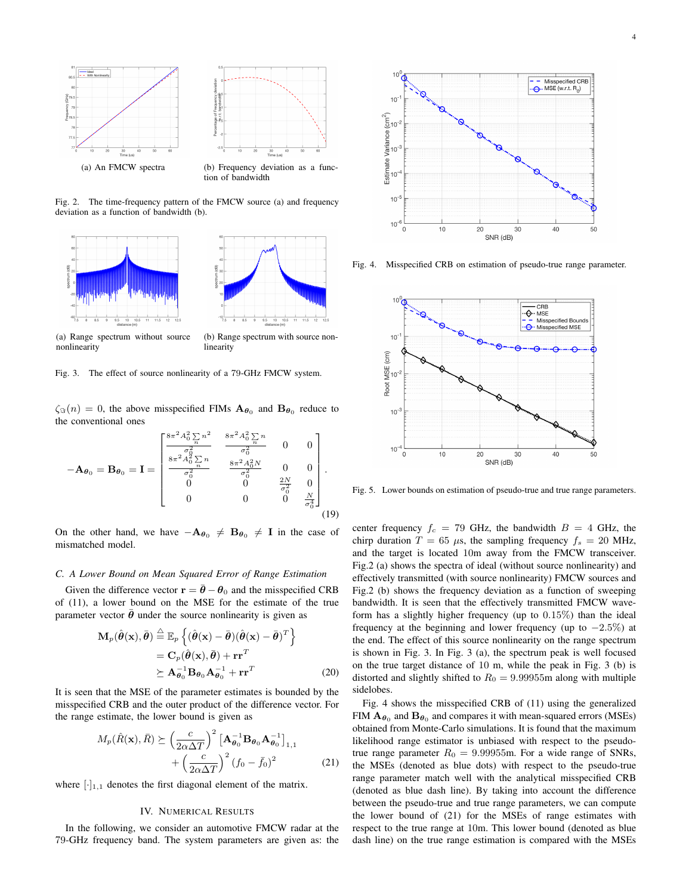(a) An FMCW spectra

(b) Frequency deviation as a function of bandwidth

Fig. 2. The time-frequency pattern of the FMCW source (a) and frequency deviation as a function of bandwidth (b).

(a) Range spectrum without source nonlinearity

(b) Range spectrum with source nonlinearity

Fig. 3. The effect of source nonlinearity of a 79-GHz FMCW system.

$\zeta_{\Im}(n) = 0$, the above misspecified FIMs $\mathbf{A}_{\boldsymbol{\theta}_0}$ and $\mathbf{B}_{\boldsymbol{\theta}_0}$ reduce to the conventional ones

$$-\mathbf{A}_{\boldsymbol{\theta}_0} = \mathbf{B}_{\boldsymbol{\theta}_0} = \mathbf{I} = \begin{bmatrix} \frac{8\pi^2 A_0^2 \sum_n n^2}{\sigma_0^2} & \frac{8\pi^2 A_0^2 \sum_n n}{\sigma_0^2} & 0 & 0 \\ \frac{8\pi^2 A_0^2 \sum_n n}{\sigma_0^2} & \frac{8\pi^2 A_0^2 N}{\sigma_0^2} & 0 & 0 \\ 0 & 0 & \frac{2N}{\sigma_0^2} & 0 \\ 0 & 0 & 0 & \frac{N}{\sigma_0^4} \end{bmatrix}. \tag{19}$$

On the other hand, we have $-\mathbf{A}_{\boldsymbol{\theta}_0} \neq \mathbf{B}_{\boldsymbol{\theta}_0} \neq \mathbf{I}$ in the case of mismatched model.

### C. A Lower Bound on Mean Squared Error of Range Estimation

Given the difference vector $\mathbf{r} = \bar{\boldsymbol{\theta}} - \boldsymbol{\theta}_0$ and the misspecified CRB of (11), a lower bound on the MSE for the estimate of the true parameter vector $\bar{\boldsymbol{\theta}}$ under the source nonlinearity is given as

$$\begin{aligned}\mathbf{M}_p(\hat{\boldsymbol{\theta}}(\mathbf{x}), \bar{\boldsymbol{\theta}}) &\triangleq \mathbb{E}_p\left\{(\hat{\boldsymbol{\theta}}(\mathbf{x}) - \bar{\boldsymbol{\theta}})(\hat{\boldsymbol{\theta}}(\mathbf{x}) - \bar{\boldsymbol{\theta}})^T\right\} \\ &= \mathbf{C}_p(\hat{\boldsymbol{\theta}}(\mathbf{x}), \bar{\boldsymbol{\theta}}) + \mathbf{r}\mathbf{r}^T \\ &\succeq \mathbf{A}_{\boldsymbol{\theta}_0}^{-1}\mathbf{B}_{\boldsymbol{\theta}_0}\mathbf{A}_{\boldsymbol{\theta}_0}^{-1} + \mathbf{r}\mathbf{r}^T \end{aligned} \tag{20}$$

It is seen that the MSE of the parameter estimates is bounded by the misspecified CRB and the outer product of the difference vector. For the range estimate, the lower bound is given as

$$\begin{aligned} M_p(\hat{R}(\mathbf{x}), \bar{R}) \succeq & \left(\frac{c}{2\alpha\Delta T}\right)^2 \left[\mathbf{A}_{\boldsymbol{\theta}_0}^{-1}\mathbf{B}_{\boldsymbol{\theta}_0}\mathbf{A}_{\boldsymbol{\theta}_0}^{-1}\right]_{1,1} \\ & + \left(\frac{c}{2\alpha\Delta T}\right)^2 (f_0 - \bar{f}_0)^2 \end{aligned} \tag{21}$$

where $[\cdot]_{1,1}$ denotes the first diagonal element of the matrix.

## IV. Numerical Results

In the following, we consider an automotive FMCW radar at the 79-GHz frequency band. The system parameters are given as: the center frequency $f_c = 79$ GHz, the bandwidth $B = 4$ GHz, the chirp duration $T = 65$ $\mu$s, the sampling frequency $f_s = 20$ MHz, and the target is located 10m away from the FMCW transceiver. Fig.2 (a) shows the spectra of ideal (without source nonlinearity) and effectively transmitted (with source nonlinearity) FMCW sources and Fig.2 (b) shows the frequency deviation as a function of sweeping bandwidth. It is seen that the effectively transmitted FMCW waveform has a slightly higher frequency (up to 0.15%) than the ideal frequency at the beginning and lower frequency (up to −2.5%) at the end. The effect of this source nonlinearity on the range spectrum is shown in Fig. 3. In Fig. 3 (a), the spectrum peak is well focused on the true target distance of 10 m, while the peak in Fig. 3 (b) is distorted and slightly shifted to $R_0 = 9.99955$m along with multiple sidelobes.

Fig. 4 shows the misspecified CRB of (11) using the generalized FIM $\mathbf{A}_{\boldsymbol{\theta}_0}$ and $\mathbf{B}_{\boldsymbol{\theta}_0}$ and compares it with mean-squared errors (MSEs) obtained from Monte-Carlo simulations. It is found that the maximum likelihood range estimator is unbiased with respect to the pseudo-true range parameter $R_0 = 9.99955$m. For a wide range of SNRs, the MSEs (denoted as blue dots) with respect to the pseudo-true range parameter match well with the analytical misspecified CRB (denoted as blue dash line). By taking into account the difference between the pseudo-true and true range parameters, we can compute the lower bound of (21) for the MSEs of range estimates with respect to the true range at 10m. This lower bound (denoted as blue dash line) on the true range estimation is compared with the MSEs

Fig. 4. Misspecified CRB on estimation of pseudo-true range parameter.

Fig. 5. Lower bounds on estimation of pseudo-true and true range parameters.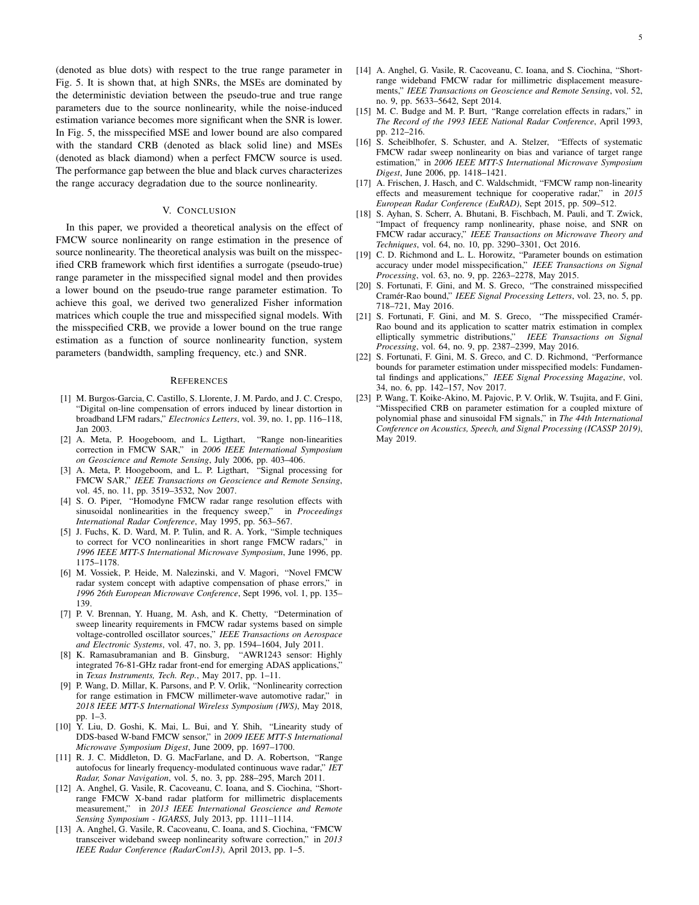(denoted as blue dots) with respect to the true range parameter in Fig. 5. It is shown that, at high SNRs, the MSEs are dominated by the deterministic deviation between the pseudo-true and true range parameters due to the source nonlinearity, while the noise-induced estimation variance becomes more significant when the SNR is lower. In Fig. 5, the misspecified MSE and lower bound are also compared with the standard CRB (denoted as black solid line) and MSEs (denoted as black diamond) when a perfect FMCW source is used. The performance gap between the blue and black curves characterizes the range accuracy degradation due to the source nonlinearity.

## V. Conclusion

In this paper, we provided a theoretical analysis on the effect of FMCW source nonlinearity on range estimation in the presence of source nonlinearity. The theoretical analysis was built on the misspecified CRB framework which first identifies a surrogate (pseudo-true) range parameter in the misspecified signal model and then provides a lower bound on the pseudo-true range parameter estimation. To achieve this goal, we derived two generalized Fisher information matrices which couple the true and misspecified signal models. With the misspecified CRB, we provide a lower bound on the true range estimation as a function of source nonlinearity function, system parameters (bandwidth, sampling frequency, etc.) and SNR.

## References

[1] M. Burgos-Garcia, C. Castillo, S. Llorente, J. M. Pardo, and J. C. Crespo, "Digital on-line compensation of errors induced by linear distortion in broadband LFM radars," *Electronics Letters*, vol. 39, no. 1, pp. 116–118, Jan 2003.

[2] A. Meta, P. Hoogeboom, and L. Ligthart, "Range non-linearities correction in FMCW SAR," in *2006 IEEE International Symposium on Geoscience and Remote Sensing*, July 2006, pp. 403–406.

[3] A. Meta, P. Hoogeboom, and L. P. Ligthart, "Signal processing for FMCW SAR," *IEEE Transactions on Geoscience and Remote Sensing*, vol. 45, no. 11, pp. 3519–3532, Nov 2007.

[4] S. O. Piper, "Homodyne FMCW radar range resolution effects with sinusoidal nonlinearities in the frequency sweep," in *Proceedings International Radar Conference*, May 1995, pp. 563–567.

[5] J. Fuchs, K. D. Ward, M. P. Tulin, and R. A. York, "Simple techniques to correct for VCO nonlinearities in short range FMCW radars," in *1996 IEEE MTT-S International Microwave Symposium*, June 1996, pp. 1175–1178.

[6] M. Vossiek, P. Heide, M. Nalezinski, and V. Magori, "Novel FMCW radar system concept with adaptive compensation of phase errors," in *1996 26th European Microwave Conference*, Sept 1996, vol. 1, pp. 135–139.

[7] P. V. Brennan, Y. Huang, M. Ash, and K. Chetty, "Determination of sweep linearity requirements in FMCW radar systems based on simple voltage-controlled oscillator sources," *IEEE Transactions on Aerospace and Electronic Systems*, vol. 47, no. 3, pp. 1594–1604, July 2011.

[8] K. Ramasubramanian and B. Ginsburg, "AWR1243 sensor: Highly integrated 76-81-GHz radar front-end for emerging ADAS applications," in *Texas Instruments, Tech. Rep.*, May 2017, pp. 1–11.

[9] P. Wang, D. Millar, K. Parsons, and P. V. Orlik, "Nonlinearity correction for range estimation in FMCW millimeter-wave automotive radar," in *2018 IEEE MTT-S International Wireless Symposium (IWS)*, May 2018, pp. 1–3.

[10] Y. Liu, D. Goshi, K. Mai, L. Bui, and Y. Shih, "Linearity study of DDS-based W-band FMCW sensor," in *2009 IEEE MTT-S International Microwave Symposium Digest*, June 2009, pp. 1697–1700.

[11] R. J. C. Middleton, D. G. MacFarlane, and D. A. Robertson, "Range autofocus for linearly frequency-modulated continuous wave radar," *IET Radar, Sonar Navigation*, vol. 5, no. 3, pp. 288–295, March 2011.

[12] A. Anghel, G. Vasile, R. Cacoveanu, C. Ioana, and S. Ciochina, "Short-range FMCW X-band radar platform for millimetric displacements measurement," in *2013 IEEE International Geoscience and Remote Sensing Symposium - IGARSS*, July 2013, pp. 1111–1114.

[13] A. Anghel, G. Vasile, R. Cacoveanu, C. Ioana, and S. Ciochina, "FMCW transceiver wideband sweep nonlinearity software correction," in *2013 IEEE Radar Conference (RadarCon13)*, April 2013, pp. 1–5.

[14] A. Anghel, G. Vasile, R. Cacoveanu, C. Ioana, and S. Ciochina, "Short-range wideband FMCW radar for millimetric displacement measurements," *IEEE Transactions on Geoscience and Remote Sensing*, vol. 52, no. 9, pp. 5633–5642, Sept 2014.

[15] M. C. Budge and M. P. Burt, "Range correlation effects in radars," in *The Record of the 1993 IEEE National Radar Conference*, April 1993, pp. 212–216.

[16] S. Scheiblhofer, S. Schuster, and A. Stelzer, "Effects of systematic FMCW radar sweep nonlinearity on bias and variance of target range estimation," in *2006 IEEE MTT-S International Microwave Symposium Digest*, June 2006, pp. 1418–1421.

[17] A. Frischen, J. Hasch, and C. Waldschmidt, "FMCW ramp non-linearity effects and measurement technique for cooperative radar," in *2015 European Radar Conference (EuRAD)*, Sept 2015, pp. 509–512.

[18] S. Ayhan, S. Scherr, A. Bhutani, B. Fischbach, M. Pauli, and T. Zwick, "Impact of frequency ramp nonlinearity, phase noise, and SNR on FMCW radar accuracy," *IEEE Transactions on Microwave Theory and Techniques*, vol. 64, no. 10, pp. 3290–3301, Oct 2016.

[19] C. D. Richmond and L. L. Horowitz, "Parameter bounds on estimation accuracy under model misspecification," *IEEE Transactions on Signal Processing*, vol. 63, no. 9, pp. 2263–2278, May 2015.

[20] S. Fortunati, F. Gini, and M. S. Greco, "The constrained misspecified Cramér-Rao bound," *IEEE Signal Processing Letters*, vol. 23, no. 5, pp. 718–721, May 2016.

[21] S. Fortunati, F. Gini, and M. S. Greco, "The misspecified Cramér-Rao bound and its application to scatter matrix estimation in complex elliptically symmetric distributions," *IEEE Transactions on Signal Processing*, vol. 64, no. 9, pp. 2387–2399, May 2016.

[22] S. Fortunati, F. Gini, M. S. Greco, and C. D. Richmond, "Performance bounds for parameter estimation under misspecified models: Fundamental findings and applications," *IEEE Signal Processing Magazine*, vol. 34, no. 6, pp. 142–157, Nov 2017.

[23] P. Wang, T. Koike-Akino, M. Pajovic, P. V. Orlik, W. Tsujita, and F. Gini, "Misspecified CRB on parameter estimation for a coupled mixture of polynomial phase and sinusoidal FM signals," in *The 44th International Conference on Acoustics, Speech, and Signal Processing (ICASSP 2019)*, May 2019.